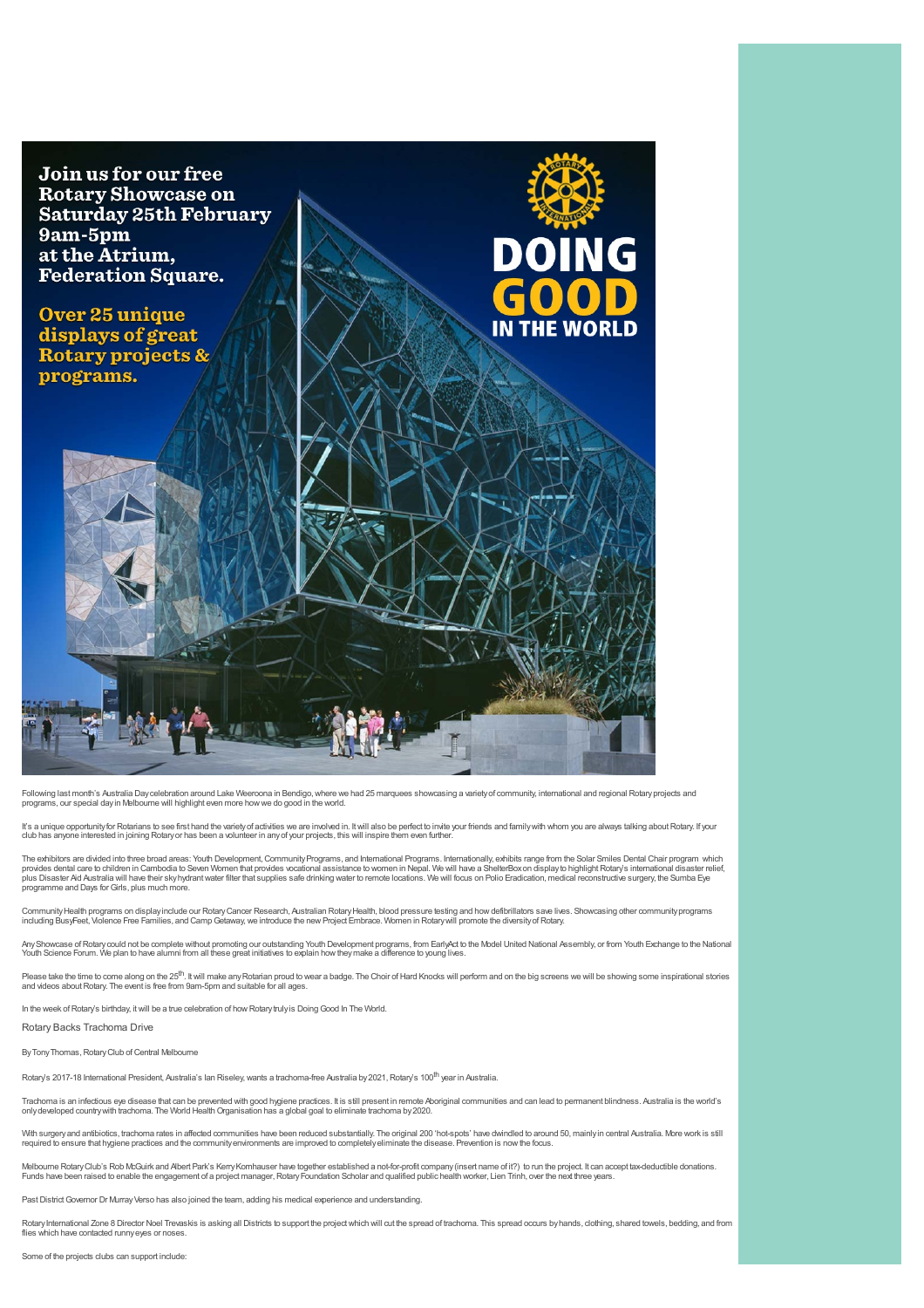Join us for our free Rotary Showcase on Saturday 25th February 9am-5pm at the Atrium, Federation Square.

Over 25 unique displays of great Rotary projects & programs.

DOING GOOD IN THE WORLD

Following last month's Australia Day celebration around Lake Weeroona in Bendigo, where we had 25 marquees showcasing a variety of community, international and regional Rotary projects and programs, our special day in Melbourne will highlight even more how we do good in the world.

It's a unique opportunity for Rotarians to see first hand the variety of activities we are involved in. It will also be perfect to invite your friends and family with whom you are always talking about Rotary. If your club has anyone interested in joining Rotary or has been a volunteer in any of your projects, this will inspire them even further.

The exhibitors are divided into three broad areas: Youth Development, Community Programs, and International Programs. Internationally, exhibits range from the Solar Smiles Dental Chair program which provides dental care to children in Cambodia to Seven Women that provides vocational assistance to women in Nepal. We will have a ShelterBox on display to highlight Rotary's international disaster relief, plus Disaster Aid Australia will have their sky hydrant water filter that supplies safe drinking water to remote locations. We will focus on Polio Eradication, medical reconstructive surgery, the Sumba Eye programme and Days for Girls, plus much more.

Community Health programs on display include our Rotary Cancer Research, Australian Rotary Health, blood pressure testing and how defibrillators save lives. Showcasing other community programs including BusyFeet, Violence Free Families, and Camp Getaway, we introduce the new Project Embrace. Women in Rotary will promote the diversity of Rotary.

Any Showcase of Rotary could not be complete without promoting our outstanding Youth Development programs, from EarlyAct to the Model United National Assembly, or from Youth Exchange to the National Youth Science Forum. We plan to have alumni from all these great initiatives to explain how they make a difference to young lives.

Please take the time to come along on the 25th. It will make any Rotarian proud to wear a badge. The Choir of Hard Knocks will perform and on the big screens we will be showing some inspirational stories and videos about Rotary. The event is free from 9am-5pm and suitable for all ages.

In the week of Rotary's birthday, it will be a true celebration of how Rotary truly is Doing Good In The World.

## Rotary Backs Trachoma Drive

By Tony Thomas, Rotary Club of Central Melbourne

Rotary's 2017-18 International President, Australia's Ian Riseley, wants a trachoma-free Australia by 2021, Rotary's 100th year in Australia.

Trachoma is an infectious eye disease that can be prevented with good hygiene practices. It is still present in remote Aboriginal communities and can lead to permanent blindness. Australia is the world's only developed country with trachoma. The World Health Organisation has a global goal to eliminate trachoma by 2020.

With surgery and antibiotics, trachoma rates in affected communities have been reduced substantially. The original 200 'hot-spots' have dwindled to around 50, mainly in central Australia. More work is still required to ensure that hygiene practices and the community environments are improved to completely eliminate the disease. Prevention is now the focus.

Melbourne Rotary Club's Rob McGuirk and Albert Park's Kerry Kornhauser have together established a not-for-profit company (insert name of it?) to run the project. It can accept tax-deductible donations. Funds have been raised to enable the engagement of a project manager, Rotary Foundation Scholar and qualified public health worker, Lien Trinh, over the next three years.

Past District Governor Dr Murray Verso has also joined the team, adding his medical experience and understanding.

Rotary International Zone 8 Director Noel Trevaskis is asking all Districts to support the project which will cut the spread of trachoma. This spread occurs by hands, clothing, shared towels, bedding, and from flies which have contacted runny eyes or noses.

Some of the projects clubs can support include: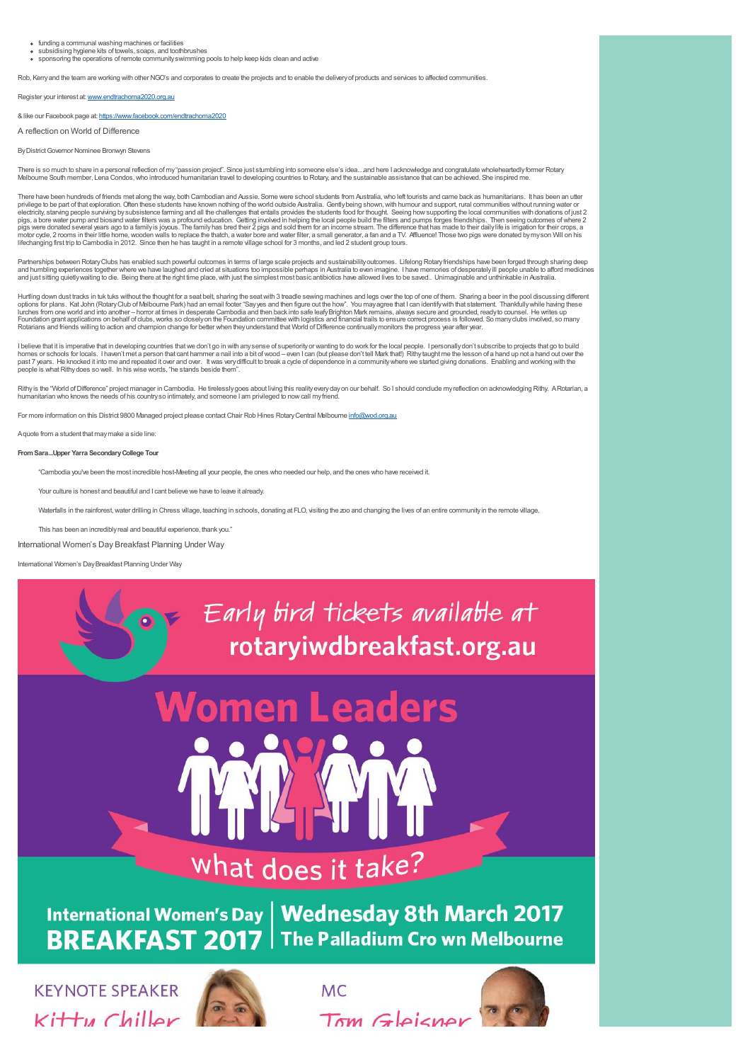- funding a communal washing machines or facilities
- subsidising hygiene kits of towels, soaps, and toothbrushes
- sponsoring the operations of remote community swimming pools to help keep kids clean and active

Rob, Kerry and the team are working with other NGO's and corporates to create the projects and to enable the delivery of products and services to affected communities.

Register your interest at: www.endtrachoma2020.org.au

& like our Facebook page at: https://www.facebook.com/endtrachoma2020

## A reflection on World of Difference

By District Governor Nominee Bronwyn Stevens

There is so much to share in a personal reflection of my "passion project". Since just stumbling into someone else's idea…and here I acknowledge and congratulate wholeheartedly former Rotary Melbourne South member, Lena Condos, who introduced humanitarian travel to developing countries to Rotary, and the sustainable assistance that can be achieved. She inspired me.

There have been hundreds of friends met along the way, both Cambodian and Aussie. Some were school students from Australia, who left tourists and came back as humanitarians. It has been an utter privilege to be part of that exploration. Often these students have known nothing of the world outside Australia. Gently being shown, with humour and support, rural communities without running water or electricity, starving people surviving by subsistence farming and all the challenges that entails provides the students food for thought. Seeing how supporting the local communities with donations of just 2 pigs, a bore water pump and biosand water filters was a profound education. Getting involved in helping the local people build the filters and pumps forges friendships. Then seeing outcomes of where 2 pigs were donated several years ago to a family is joyous. The family has bred their 2 pigs and sold them for an income stream. The difference that has made to their daily life is irrigation for their crops, a motor cycle, 2 rooms in their little home, wooden walls to replace the thatch, a water bore and water filter, a small generator, a fan and a TV. Affluence! Those two pigs were donated by my son Will on his lifechanging first trip to Cambodia in 2012. Since then he has taught in a remote village school for 3 months, and led 2 student group tours.

Partnerships between Rotary Clubs has enabled such powerful outcomes in terms of large scale projects and sustainability outcomes. Lifelong Rotary friendships have been forged through sharing deep and humbling experiences together where we have laughed and cried at situations too impossible perhaps in Australia to even imagine. I have memories of desperately ill people unable to afford medicines and just sitting quietly waiting to die. Being there at the right time place, with just the simplest most basic antibiotics have allowed lives to be saved.. Unimaginable and unthinkable in Australia.

Hurtling down dust tracks in tuk tuks without the thought for a seat belt, sharing the seat with 3 treadle sewing machines and legs over the top of one of them. Sharing a beer in the pool discussing different options for plans. Kat John (Rotary Club of Melbourne Park) had an email footer "Say yes and then figure out the how". You may agree that I can identify with that statement. Thankfully while having these lurches from one world and into another – horror at times in desperate Cambodia and then back into safe leafy Brighton Mark remains, always secure and grounded, ready to counsel. He writes up Foundation grant applications on behalf of clubs, works so closely on the Foundation committee with logistics and financial trails to ensure correct process is followed. So many clubs involved, so many Rotarians and friends willing to action and champion change for better when they understand that World of Difference continually monitors the progress year after year.

I believe that it is imperative that in developing countries that we don't go in with any sense of superiority or wanting to do work for the local people. I personally don't subscribe to projects that go to build homes or schools for locals. I haven't met a person that cant hammer a nail into a bit of wood – even I can (but please don't tell Mark that!) Rithy taught me the lesson of a hand up not a hand out over the past 7 years. He knocked it into me and repeated it over and over. It was very difficult to break a cycle of dependence in a community where we started giving donations. Enabling and working with the people is what Rithy does so well. In his wise words, "he stands beside them".

Rithy is the "World of Difference" project manager in Cambodia. He tirelessly goes about living this reality every day on our behalf. So I should conclude my reflection on acknowledging Rithy. A Rotarian, a humanitarian who knows the needs of his country so intimately, and someone I am privileged to now call my friend.

For more information on this District 9800 Managed project please contact Chair Rob Hines Rotary Central Melbourne info@wod.org.au

A quote from a student that may make a side line:

**From Sara...Upper Yarra Secondary College Tour**

> "Cambodia you've been the most incredible host-Meeting all your people, the ones who needed our help, and the ones who have received it.
>
> Your culture is honest and beautiful and I cant believe we have to leave it already.
>
> Waterfalls in the rainforest, water drilling in Chress village, teaching in schools, donating at FLO, visiting the zoo and changing the lives of an entire community in the remote village.
>
> This has been an incredibly real and beautiful experience, thank you."

## International Women's Day Breakfast Planning Under Way

International Women's Day Breakfast Planning Under Way

Early bird tickets available at rotaryiwdbreakfast.org.au

Women Leaders

what does it take?

International Women's Day BREAKFAST 2017 | Wednesday 8th March 2017 The Palladium Crown Melbourne

KEYNOTE SPEAKER Kitty Chiller

MC Tom Gleisner